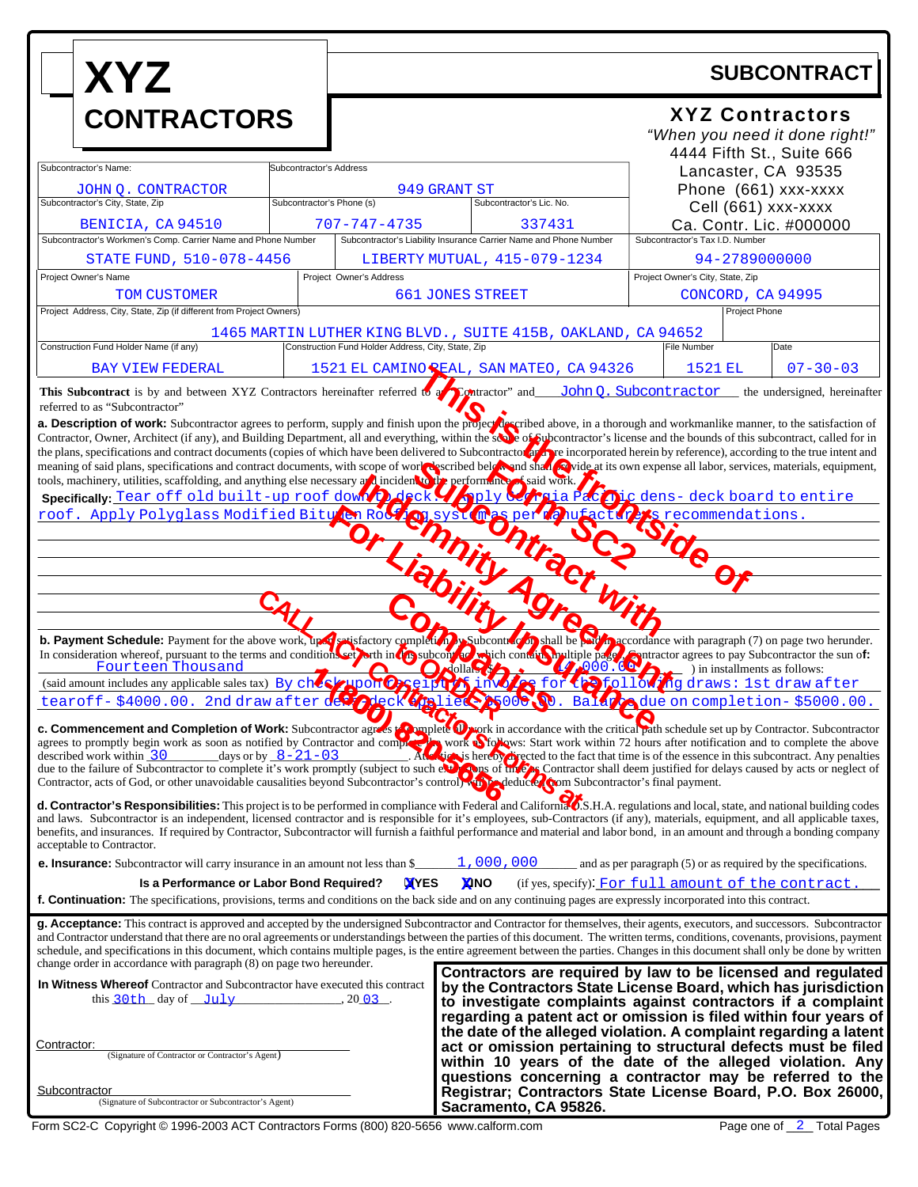# XYZ CONTRACTORS

## SUBCONTRACT

**XYZ Contractors**
*"When you need it done right!"*
4444 Fifth St., Suite 666
Lancaster, CA 93535
Phone (661) xxx-xxxx
Cell (661) xxx-xxxx
Ca. Contr. Lic. #000000

| Subcontractor's Name | Subcontractor's Address | |
|---|---|---|
| JOHN Q. CONTRACTOR | 949 GRANT ST | |

| Subcontractor's City, State, Zip | Subcontractor's Phone (s) | Subcontractor's Lic. No. |
|---|---|---|
| BENICIA, CA 94510 | 707-747-4735 | 337431 |

| Subcontractor's Workmen's Comp. Carrier Name and Phone Number | Subcontractor's Liability Insurance Carrier Name and Phone Number | Subcontractor's Tax I.D. Number |
|---|---|---|
| STATE FUND, 510-078-4456 | LIBERTY MUTUAL, 415-079-1234 | 94-2789000000 |

| Project Owner's Name | Project Owner's Address | Project Owner's City, State, Zip |
|---|---|---|
| TOM CUSTOMER | 661 JONES STREET | CONCORD, CA 94995 |

| Project Address, City, State, Zip (if different from Project Owners) | Project Phone |
|---|---|
| 1465 MARTIN LUTHER KING BLVD., SUITE 415B, OAKLAND, CA 94652 | |

| Construction Fund Holder Name (if any) | Construction Fund Holder Address, City, State, Zip | File Number | Date |
|---|---|---|---|
| BAY VIEW FEDERAL | 1521 EL CAMINO REAL, SAN MATEO, CA 94326 | 1521 EL | 07-30-03 |

**This Subcontract** is by and between XYZ Contractors hereinafter referred to as "Contractor" and John Q. Subcontractor the undersigned, hereinafter referred to as "Subcontractor".

**a. Description of work:** Subcontractor agrees to perform, supply and finish upon the project described above, in a thorough and workmanlike manner, to the satisfaction of Contractor, Owner, Architect (if any), and Building Department, and all everything, within the scope of Subcontractor's license and the bounds of this subcontract, called for in the plans, specifications and contract documents (copies of which have been delivered to Subcontractor and are incorporated herein by reference), according to the true intent and meaning of said plans, specifications and contract documents, with scope of work described below, and shall provide at its own expense all labor, services, materials, equipment, tools, machinery, utilities, scaffolding, and anything else necessary and incident to the performance of said work.

**Specifically:** Tear off old built-up roof down to deck. Apply Georgia Pacific dens- deck board to entire roof. Apply Polyglass Modified Bitumen Roofing system as per manufacturer's recommendations.

**b. Payment Schedule:** Payment for the above work, upon satisfactory completion by Subcontractor, shall be paid in accordance with paragraph (7) on page two herunder. In consideration whereof, pursuant to the terms and conditions set forth in this subcontract which contains multiple pages, Contractor agrees to pay Subcontractor the sum of: Fourteen Thousand dollars ($ 14,000.00 ) in installments as follows: (said amount includes any applicable sales tax) By check upon receipt of invoice for the following draws: 1st draw after tearoff- $4000.00. 2nd draw after dens deck applied- $5000.00. Balance due on completion- $5000.00.

**c. Commencement and Completion of Work:** Subcontractor agrees to complete all work in accordance with the critical path schedule set up by Contractor. Subcontractor agrees to promptly begin work as soon as notified by Contractor and complete the work as follows: Start work within 72 hours after notification and to complete the above described work within 30 days or by 8-21-03. Attention is hereby directed to the fact that time is of the essence in this subcontract. Any penalties due to the failure of Subcontractor to complete it's work promptly (subject to such extensions of time as Contractor shall deem justified for delays caused by acts or neglect of Contractor, acts of God, or other unavoidable causalities beyond Subcontractor's control) will be deducted from Subcontractor's final payment.

**d. Contractor's Responsibilities:** This project is to be performed in compliance with Federal and California O.S.H.A. regulations and local, state, and national building codes and laws. Subcontractor is an independent, licensed contractor and is responsible for it's employees, sub-Contractors (if any), materials, equipment, and all applicable taxes, benefits, and insurances. If required by Contractor, Subcontractor will furnish a faithful performance and material and labor bond, in an amount and through a bonding company acceptable to Contractor.

**e. Insurance:** Subcontractor will carry insurance in an amount not less than $ 1,000,000 and as per paragraph (5) or as required by the specifications.

**Is a Performance or Labor Bond Required?** X YES X NO (if yes, specify): For full amount of the contract.

**f. Continuation:** The specifications, provisions, terms and conditions on the back side and on any continuing pages are expressly incorporated into this contract.

**g. Acceptance:** This contract is approved and accepted by the undersigned Subcontractor and Contractor for themselves, their agents, executors, and successors. Subcontractor and Contractor understand that there are no oral agreements or understandings between the parties of this document. The written terms, conditions, covenants, provisions, payment schedule, and specifications in this document, which contains multiple pages, is the entire agreement between the parties. Changes in this document shall only be done by written change order in accordance with paragraph (8) on page two hereunder.

**In Witness Whereof** Contractor and Subcontractor have executed this contract this 30th day of July, 20 03.

Contractor: ______________________________
(Signature of Contractor or Contractor's Agent)

Subcontractor ______________________________
(Signature of Subcontractor or Subcontractor's Agent)

**Contractors are required by law to be licensed and regulated by the Contractors State License Board, which has jurisdiction to investigate complaints against contractors if a complaint regarding a patent act or omission is filed within four years of the date of the alleged violation. A complaint regarding a latent act or omission pertaining to structural defects must be filed within 10 years of the date of the alleged violation. Any questions concerning a contractor may be referred to the Registrar; Contractors State License Board, P.O. Box 26000, Sacramento, CA 95826.**

This is the frontside of Subcontract SC2 Indemnity Agreement with For Liability Insurance Companies

CALL ACT Contractors Forms at to ORDER 1-(800) 820-5656

Form SC2-C Copyright © 1996-2003 ACT Contractors Forms (800) 820-5656 www.calform.com

Page one of 2 Total Pages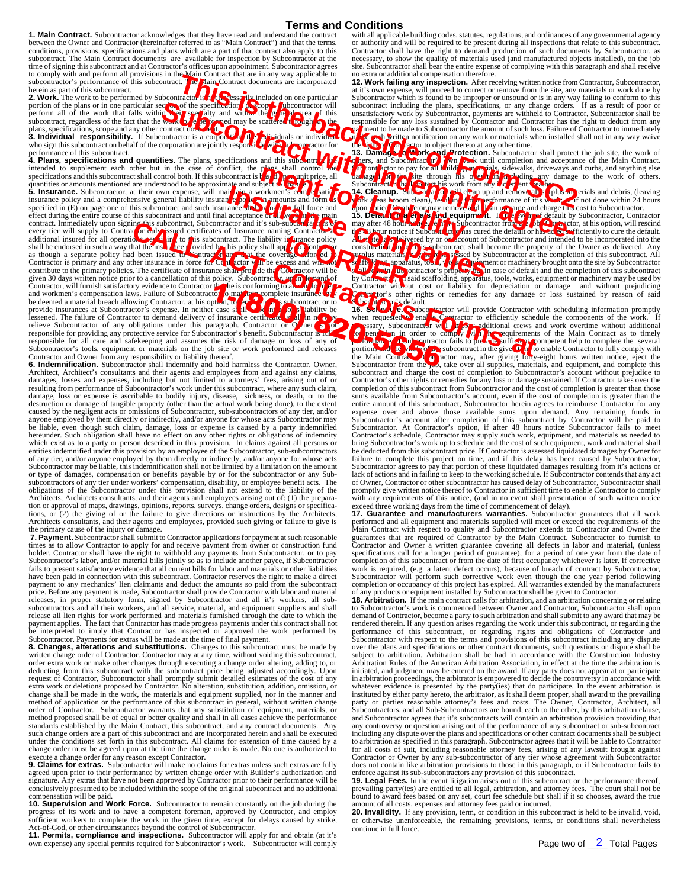# Terms and Conditions

**1. Main Contract.** Subcontractor acknowledges that they have read and understand the contract between the Owner and Contractor (hereinafter referred to as "Main Contract") and that the terms, conditions, provisions, specifications and plans which are a part of that contract also apply to this subcontract. The Main Contract documents are available for inspection by Subcontractor at the time of signing this subcontract and at Contractor's offices upon appointment. Subcontractor agrees to comply with and perform all provisions in the Main Contract that are in any way applicable to subcontractor's performance of this subcontract. The Main Contract documents are incorporated herein as part of this subcontract.

**2. Work.** The work to be performed by Subcontractor is not necessarily included on one particular portion of the plans or in one particular section of the specifications or scope. Subcontractor will perform all of the work that falls within their specialty and within the general area of this subcontract, regardless of the fact that the work to be performed may be scattered throughout the plans, specifications, scope and any other contract document.

**3. Individual responsibility.** If Subcontractor is a corporation, the individuals or individual who sign this subcontract on behalf of the corporation are jointly responsible with Subcontractor for performance of this subcontract.

**4. Plans, specifications and quantities.** The plans, specifications and this subcontract are intended to supplement each other but in the case of conflict, the plans shall control the specifications and this subcontract shall control both. If this subcontract is based on a unit price, all quantities or amounts mentioned are understood to be approximate and subject to change.

**5. Insurance.** Subcontractor, at their own expense, will maintain a workmen's compensation insurance policy and a comprehensive general liability insurance policy in amounts and form as specified in (E) on page one of this subcontract and such insurance shall be in full force and effect during the entire course of this subcontract and until final acceptance of all work by the main contract. Immediately upon signing this subcontract, Subcontractor and it's sub-subcontractors of every tier will supply to Contractor duly issued certificates of Insurance naming Contractor as additional insured for all operations pertaining to this subcontract. The liability insurance policy shall be endorsed in such a way that the insurance provided by this policy shall apply to Contractor as though a separate policy had been issued to Contractor and that the coverage afforded to Contractor is primary and any other insurance in force for Contractor will be excess and will not contribute to the primary policies. The certificate of insurance shall provide that Contractor will be given 30 days written notice prior to a cancellation of this policy. Subcontractor, upon demand of Contractor, will furnish satisfactory evidence to Contractor that he is conforming to all insurance and workmen's compensation laws. Failure of Subcontractor to maintain complete insurance may be deemed a material breach allowing Contractor, at his option, to terminate this subcontract or to provide insurances at Subcontractor's expense. In neither case shall Subcontractor's liability be lessened. The failure of Contractor to demand delivery of insurance certificates shall in no way relieve Subcontractor of any obligations under this paragraph. Contractor or Owner are not responsible for providing any protective service for Subcontractor's benefit. Subcontractor is fully responsible for all care and safekeeping and assumes the risk of damage or loss of any of Subcontractor's tools, equipment or materials on the job site or work performed and releases Contractor and Owner from any responsibility or liability thereof.

**6. Indemnification.** Subcontractor shall indemnify and hold harmless the Contractor, Owner, Architect, Architect's consultants and their agents and employees from and against any claims, damages, losses and expenses, including but not limited to attorneys' fees, arising out of or resulting from performance of Subcontractor's work under this subcontract, where any such claim, damage, loss or expense is ascribable to bodily injury, disease, sickness, or death, or to the destruction or damage of tangible property (other than the actual work being done), to the extent caused by the negligent acts or omissions of Subcontractor, sub-subcontractors of any tier, and/or anyone employed by them directly or indirectly, and/or anyone for whose acts Subcontractor may be liable, even though such claim, damage, loss or expense is caused by a party indemnified hereunder. Such obligation shall have no effect on any other rights or obligations of indemnity which exist as to a party or person described in this provision. In claims against all persons or entities indemnified under this provision by an employee of the Subcontractor, sub-subcontractors of any tier, and/or anyone employed by them directly or indirectly, and/or anyone for whose acts Subcontractor may be liable, this indemnification shall not be limited by a limitation on the amount or type of damages, compensation or benefits payable by or for the subcontractor or any Sub-subcontractors of any tier under workers' compensation, disability, or employee benefit acts. The obligations of the Subcontractor under this provision shall not extend to the liability of the Architects, Architects consultants, and their agents and employees arising out of: (1) the preparation or approval of maps, drawings, opinions, reports, surveys, change orders, designs or specifications, or (2) the giving of or the failure to give directions or instructions by the Architects, Architects consultants, and their agents and employees, provided such giving or failure to give is the primary cause of the injury or damage.

**7. Payment.** Subcontractor shall submit to Contractor applications for payment at such reasonable times as to allow Contractor to apply for and receive payment from owner or construction fund holder. Contractor shall have the right to withhold any payments from Subcontractor, or to pay Subcontractor's labor, and/or material bills jointly so as to include another payee, if Subcontractor fails to present satisfactory evidence that all current bills for labor and materials or other liabilities have been paid in connection with this subcontract. Contractor reserves the right to make a direct payment to any mechanics' lien claimants and deduct the amounts so paid from the subcontract price. Before any payment is made, Subcontractor shall provide Contractor with labor and material releases, in proper statutory form, signed by Subcontractor and all it's workers, all sub-subcontractors and all their workers, and all service, material, and equipment suppliers and shall release all lien rights for work performed and materials furnished through the date to which the payment applies. The fact that Contractor has made progress payments under this contract shall not be interpreted to imply that Contractor has inspected or approved the work performed by Subcontractor. Payments for extras will be made at the time of final payment.

**8. Changes, alterations and substitutions.** Changes to this subcontract must be made by written change order of Contractor. Contractor may at any time, without voiding this subcontract, order extra work or make other changes through executing a change order altering, adding to, or deducting from this subcontract with the subcontract price being adjusted accordingly. Upon request of Contractor, Subcontractor shall promptly submit detailed estimates of the cost of any extra work or deletions proposed by Contractor. No alteration, substitution, addition, omission, or change shall be made in the work, the materials and equipment supplied, nor in the manner and method of application or the performance of this subcontract in general, without written change order of Contractor. Subcontractor warrants that any substitution of equipment, materials, or method proposed shall be of equal or better quality and shall in all cases achieve the performance standards established by the Main Contract, this subcontract, and any contract documents. Any such change orders are a part of this subcontract and are incorporated herein and shall be executed under the conditions set forth in this subcontract. All claims for extension of time caused by a change order must be agreed upon at the time the change order is made. No one is authorized to execute a change order for any reason except Contractor.

**9. Claims for extras.** Subcontractor will make no claims for extras unless such extras are fully agreed upon prior to their performance by written change order with Builder's authorization and signature. Any extras that have not been approved by Contractor prior to their performance will be conclusively presumed to be included within the scope of the original subcontract and no additional compensation will be paid.

**10. Supervision and Work Force.** Subcontractor to remain constantly on the job during the progress of its work and to have a competent foreman, approved by Contractor, and employ sufficient workers to complete the work in the given time, except for delays caused by strike, Act-of-God, or other circumstances beyond the control of Subcontractor.

**11. Permits, compliance and inspections.** Subcontractor will apply for and obtain (at it's own expense) any special permits required for Subcontractor's work. Subcontractor will comply with all applicable building codes, statutes, regulations, and ordinances of any governmental agency or authority and will be required to be present during all inspections that relate to this subcontract. Contractor shall have the right to demand production of such documents by Subcontractor, as necessary, to show the quality of materials used (and manufactured objects installed), on the job site. Subcontractor shall bear the entire expense of complying with this paragraph and shall receive no extra or additional compensation therefore.

**12. Work failing any inspection.** After receiving written notice from Contractor, Subcontractor, at it's own expense, will proceed to correct or remove from the site, any materials or work done by Subcontractor which is found to be improper or unsound or is in any way failing to conform to this subcontract including the plans, specifications, or any change orders. If as a result of poor or unsatisfactory work by Subcontractor, payments are withheld to Contractor, Subcontractor shall be responsible for any loss sustained by Contractor and Contractor has the right to deduct from any payment to be made to Subcontractor the amount of such loss. Failure of Contractor to immediately make such written notification on any work or materials when installed shall not in any way waive the right of Contractor to object thereto at any other time.

**13. Damage to Work and Protection.** Subcontractor shall protect the job site, the work of others, and Subcontractor's own work until completion and acceptance of the Main Contract. Subcontractor to pay for all buildings, materials, sidewalks, driveways and curbs, and anything else damaged on the site through his operations including any damage to the work of others. Subcontractor shall protect his work from any inclement weather.

**14. Cleanup.** Subcontractor will clean up and remove all surplus materials and debris, (leaving work areas broom clean), resulting from performance of it's work. If not done within 24 hours upon notice, Contractor may remove and clean up same and charge this cost to Subcontractor.

**15. Default, materials and equipment.** In the event of default by Subcontractor, Contractor may after 48 hours written notice to Subcontractor from the job site, at his option, will rescind the 48 hour notice if Subcontractor has cured the default or has acted sufficiently to cure the default. All materials delivered by or on account of Subcontractor and intended to be incorporated into the construction under this subcontract shall become the property of the Owner as delivered. Any surplus materials will be repossessed by Subcontractor at the completion of this subcontract. All scaffolding, apparatus, tools, works, equipment or machinery brought onto the site by Subcontractor shall remain Subcontractor's property, but in case of default and the completion of this subcontract by Contractor, said scaffolding, apparatus, tools, works, equipment or machinery may be used by Contractor without cost or liability for depreciation or damage and without prejudicing Contractor's other rights or remedies for any damage or loss sustained by reason of said Subcontractor's default.

**16. Schedule.** Subcontractor will provide Contractor with scheduling information promptly when requested to enable Contractor to efficiently schedule the components of the work. If necessary, Subcontractor will employ additional crews and work overtime without additional compensation in order to comply with the requirements of the Main Contract as to timely performance. If Subcontractor fails to provide sufficient competent help to complete the several portions and the whole of this subcontract in the given time to enable Contractor to fully comply with the Main Contract, Contractor may, after giving forty-eight hours written notice, eject the Subcontractor from the job, take over all supplies, materials, and equipment, and complete this subcontract and charge the cost of completion to Subcontractor's account without prejudice to Contractor's other rights or remedies for any loss or damage sustained. If Contractor takes over the completion of this subcontract from Subcontractor and the cost of completion is greater than those sums available from Subcontractor's account, even if the cost of completion is greater than the entire amount of this subcontract, Subcontractor herein agrees to reimburse Contractor for any expense over and above those available sums upon demand. Any remaining funds in Subcontractor's account after completion of this subcontract by Contractor will be paid to Subcontractor. At Contractor's option, if after 48 hours notice Subcontractor fails to meet Contractor's schedule, Contractor may supply such work, equipment, and materials as needed to bring Subcontractor's work up to schedule and the cost of such equipment, work and material shall be deducted from this subcontract price. If Contractor is assessed liquidated damages by Owner for failure to complete this project on time, and if this delay has been caused by Subcontractor, Subcontractor agrees to pay that portion of these liquidated damages resulting from it's actions or lack of actions and in failing to keep to the working schedule. If Subcontractor contends that any act of Owner, Contractor or other subcontractor has caused delay of Subcontractor, Subcontractor shall promptly give written notice thereof to Contractor in sufficient time to enable Contractor to comply with any requirements of this notice, (and in no event shall presentation of such written notice exceed three working days from the time of commencement of delay).

**17. Guarantee and manufacturers warranties.** Subcontractor guarantees that all work performed and all equipment and materials supplied will meet or exceed the requirements of the Main Contract with respect to quality and Subcontractor extends to Contractor and Owner the guarantees that are required of Contractor by the Main Contract. Subcontractor to furnish to Contractor and Owner a written guarantee covering all defects in labor and material, (unless specifications call for a longer period of guarantee), for a period of one year from the date of completion of this subcontract or from the date of first occupancy whichever is later. If corrective work is required, (e.g. a latent defect occurs), because of breach of contract by Subcontractor, Subcontractor will perform such corrective work even though the one year period following completion or occupancy of this project has expired. All warranties extended by the manufacturers of any products or equipment installed by Subcontractor shall be given to Contractor.

**18. Arbitration.** If the main contract calls for arbitration, and an arbitration concerning or relating to Subcontractor's work is commenced between Owner and Contractor, Subcontractor shall upon demand of Contractor, become a party to such arbitration and shall submit to any award that may be rendered therein. If any question arises regarding the work under this subcontract, or regarding the performance of this subcontract, or regarding rights and obligations of Contractor and Subcontractor with respect to the terms and provisions of this subcontract including any dispute over the plans and specifications or other contract documents, such questions or dispute shall be subject to arbitration. Arbitration shall be had in accordance with the Construction Industry Arbitration Rules of the American Arbitration Association, in effect at the time the arbitration is initiated, and judgment may be entered on the award. If any party does not appear or participate in arbitration proceedings, the arbitrator is empowered to decide the controversy in accordance with whatever evidence is presented by the party(ies) that do participate. In the event arbitration is instituted by either party hereto, the arbitrator, as it shall deem proper, shall award to the prevailing party or parties reasonable attorney's fees and costs. The Owner, Contractor, Architect, all Subcontractors, and all Sub-Subcontractors are bound, each to the other, by this arbitration clause, and Subcontractor agrees that it's subcontracts will contain an arbitration provision providing that any controversy or question arising out of the performance of any subcontract or sub-subcontract including any dispute over the plans and specifications or other contract documents shall be subject to arbitration as specified in this paragraph. Subcontractor agrees that it will be liable to Contractor for all costs of suit, including reasonable attorney fees, arising of any lawsuit brought against Contractor or Owner by any sub-subcontractor of any tier whose agreement with Subcontractor does not contain like arbitration provisions to those in this paragraph, or if Subcontractor fails to enforce against its sub-subcontractors any provision of this subcontract.

**19. Legal Fees.** In the event litigation arises out of this subcontract or the performance thereof, prevailing party(ies) are entitled to all legal, arbitration, and attorney fees. The court shall not be bound to award fees based on any set, court fee schedule but shall if it so chooses, award the true amount of all costs, expenses and attorney fees paid or incurred.

**20. Invalidity.** If any provision, term, or condition in this subcontract is held to be invalid, void, or otherwise unenforceable, the remaining provisions, terms, or conditions shall nevertheless continue in full force.